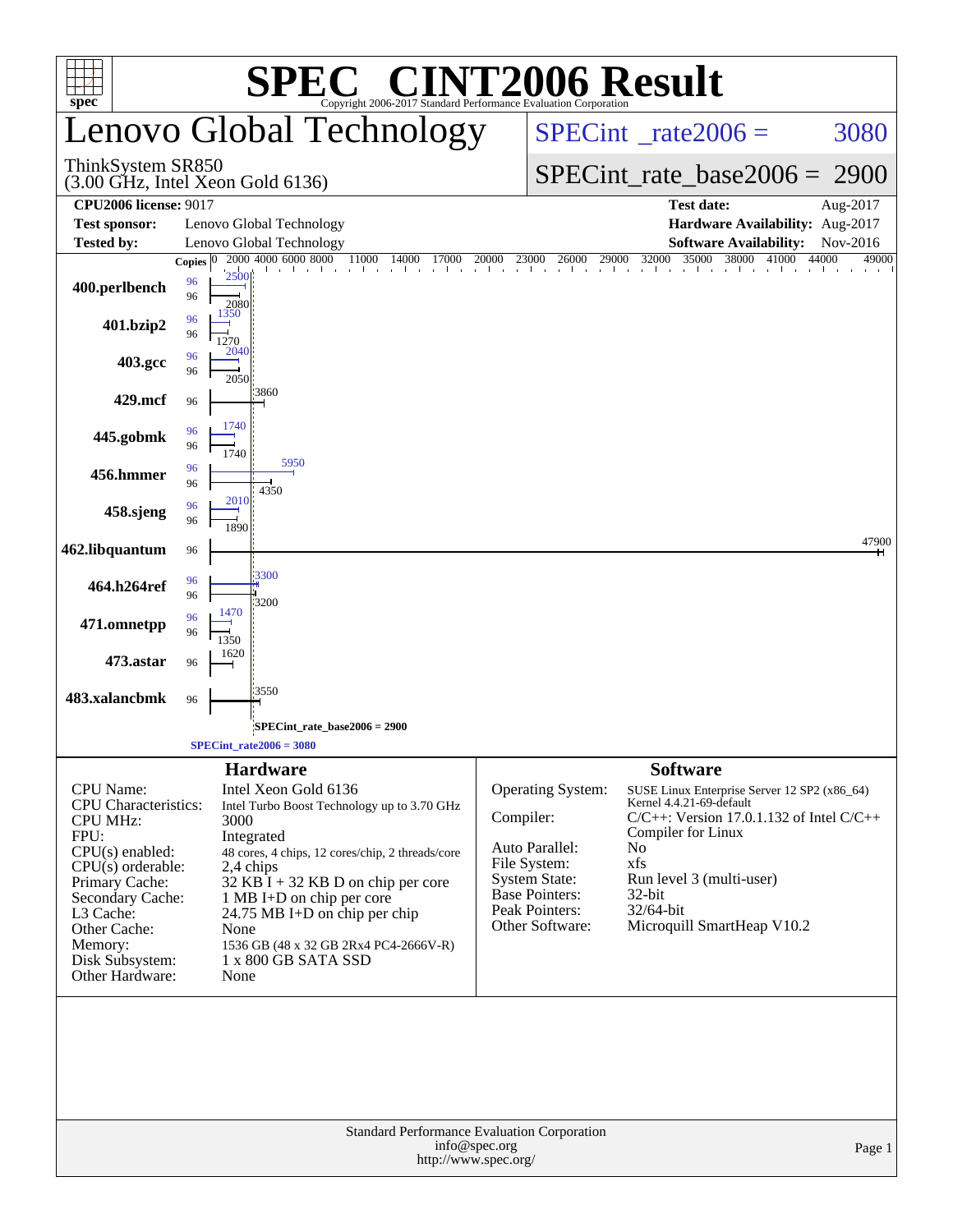# SPEC CINT2006 Result

Copyright 2006-2017 Standard Performance Evaluation Corporation

## Lenovo Global Technology

ThinkSystem SR850
(3.00 GHz, Intel Xeon Gold 6136)

SPECint_rate2006 = 3080

SPECint_rate_base2006 = 2900

| | | | |
|---|---|---|---|
| **CPU2006 license:** 9017 | | **Test date:** | Aug-2017 |
| **Test sponsor:** | Lenovo Global Technology | **Hardware Availability:** | Aug-2017 |
| **Tested by:** | Lenovo Global Technology | **Software Availability:** | Nov-2016 |

| Benchmark | Copies (peak) | Peak | Copies (base) | Base |
|---|---|---|---|---|
| 400.perlbench | 96 | 2500 | 96 | 2080 |
| 401.bzip2 | 96 | 1350 | 96 | 1270 |
| 403.gcc | 96 | 2040 | 96 | 2050 |
| 429.mcf | | | 96 | 3860 |
| 445.gobmk | 96 | 1740 | 96 | 1740 |
| 456.hmmer | 96 | 5950 | 96 | 4350 |
| 458.sjeng | 96 | 2010 | 96 | 1890 |
| 462.libquantum | | | 96 | 47900 |
| 464.h264ref | 96 | 3300 | 96 | 3200 |
| 471.omnetpp | 96 | 1470 | 96 | 1350 |
| 473.astar | | | 96 | 1620 |
| 483.xalancbmk | | | 96 | 3550 |

SPECint_rate_base2006 = 2900

SPECint_rate2006 = 3080

### Hardware

| | |
|---|---|
| CPU Name: | Intel Xeon Gold 6136 |
| CPU Characteristics: | Intel Turbo Boost Technology up to 3.70 GHz |
| CPU MHz: | 3000 |
| FPU: | Integrated |
| CPU(s) enabled: | 48 cores, 4 chips, 12 cores/chip, 2 threads/core |
| CPU(s) orderable: | 2,4 chips |
| Primary Cache: | 32 KB I + 32 KB D on chip per core |
| Secondary Cache: | 1 MB I+D on chip per core |
| L3 Cache: | 24.75 MB I+D on chip per chip |
| Other Cache: | None |
| Memory: | 1536 GB (48 x 32 GB 2Rx4 PC4-2666V-R) |
| Disk Subsystem: | 1 x 800 GB SATA SSD |
| Other Hardware: | None |

### Software

| | |
|---|---|
| Operating System: | SUSE Linux Enterprise Server 12 SP2 (x86_64) Kernel 4.4.21-69-default |
| Compiler: | C/C++: Version 17.0.1.132 of Intel C/C++ Compiler for Linux |
| Auto Parallel: | No |
| File System: | xfs |
| System State: | Run level 3 (multi-user) |
| Base Pointers: | 32-bit |
| Peak Pointers: | 32/64-bit |
| Other Software: | Microquill SmartHeap V10.2 |

Standard Performance Evaluation Corporation
info@spec.org
http://www.spec.org/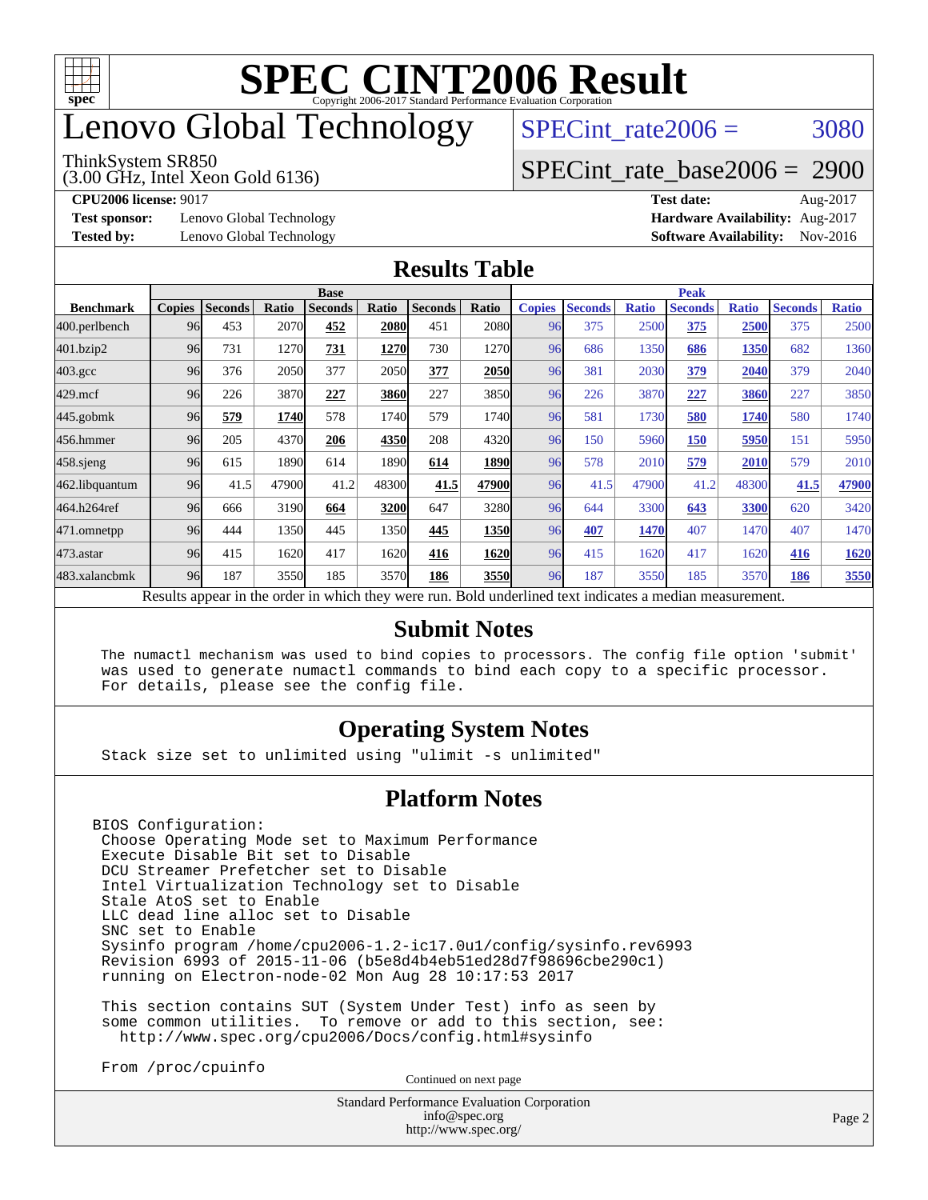# SPEC CINT2006 Result

Copyright 2006-2017 Standard Performance Evaluation Corporation

## Lenovo Global Technology

ThinkSystem SR850
(3.00 GHz, Intel Xeon Gold 6136)

SPECint_rate2006 = 3080

SPECint_rate_base2006 = 2900

**CPU2006 license:** 9017
**Test sponsor:** Lenovo Global Technology
**Tested by:** Lenovo Global Technology

**Test date:** Aug-2017
**Hardware Availability:** Aug-2017
**Software Availability:** Nov-2016

## Results Table

| Benchmark | Base | | | | | | | Peak | | | | | | |
|---|---|---|---|---|---|---|---|---|---|---|---|---|---|---|
| | Copies | Seconds | Ratio | Seconds | Ratio | Seconds | Ratio | Copies | Seconds | Ratio | Seconds | Ratio | Seconds | Ratio |
| 400.perlbench | 96 | 453 | 2070 | **452** | **2080** | 451 | 2080 | 96 | 375 | 2500 | **375** | **2500** | 375 | 2500 |
| 401.bzip2 | 96 | 731 | 1270 | **731** | **1270** | 730 | 1270 | 96 | 686 | 1350 | **686** | **1350** | 682 | 1360 |
| 403.gcc | 96 | 376 | 2050 | 377 | 2050 | **377** | **2050** | 96 | 381 | 2030 | **379** | **2040** | 379 | 2040 |
| 429.mcf | 96 | 226 | 3870 | **227** | **3860** | 227 | 3850 | 96 | 226 | 3870 | **227** | **3860** | 227 | 3850 |
| 445.gobmk | 96 | **579** | **1740** | 578 | 1740 | 579 | 1740 | 96 | 581 | 1730 | **580** | **1740** | 580 | 1740 |
| 456.hmmer | 96 | 205 | 4370 | **206** | **4350** | 208 | 4320 | 96 | 150 | 5960 | **150** | **5950** | 151 | 5950 |
| 458.sjeng | 96 | 615 | 1890 | 614 | 1890 | **614** | **1890** | 96 | 578 | 2010 | **579** | **2010** | 579 | 2010 |
| 462.libquantum | 96 | 41.5 | 47900 | 41.2 | 48300 | **41.5** | **47900** | 96 | 41.5 | 47900 | 41.2 | 48300 | **41.5** | **47900** |
| 464.h264ref | 96 | 666 | 3190 | **664** | **3200** | 647 | 3280 | 96 | 644 | 3300 | **643** | **3300** | 620 | 3420 |
| 471.omnetpp | 96 | 444 | 1350 | 445 | 1350 | **445** | **1350** | 96 | **407** | **1470** | 407 | 1470 | 407 | 1470 |
| 473.astar | 96 | 415 | 1620 | 417 | 1620 | **416** | **1620** | 96 | 415 | 1620 | 417 | 1620 | **416** | **1620** |
| 483.xalancbmk | 96 | 187 | 3550 | 185 | 3570 | **186** | **3550** | 96 | 187 | 3550 | 185 | 3570 | **186** | **3550** |

Results appear in the order in which they were run. Bold underlined text indicates a median measurement.

## Submit Notes

```
The numactl mechanism was used to bind copies to processors. The config file option 'submit'
was used to generate numactl commands to bind each copy to a specific processor.
For details, please see the config file.
```

## Operating System Notes

```
Stack size set to unlimited using "ulimit -s unlimited"
```

## Platform Notes

```
BIOS Configuration:
 Choose Operating Mode set to Maximum Performance
 Execute Disable Bit set to Disable
 DCU Streamer Prefetcher set to Disable
 Intel Virtualization Technology set to Disable
 Stale AtoS set to Enable
 LLC dead line alloc set to Disable
 SNC set to Enable
 Sysinfo program /home/cpu2006-1.2-ic17.0u1/config/sysinfo.rev6993
 Revision 6993 of 2015-11-06 (b5e8d4b4eb51ed28d7f98696cbe290c1)
 running on Electron-node-02 Mon Aug 28 10:17:53 2017

 This section contains SUT (System Under Test) info as seen by
 some common utilities.  To remove or add to this section, see:
   http://www.spec.org/cpu2006/Docs/config.html#sysinfo

 From /proc/cpuinfo
```

Continued on next page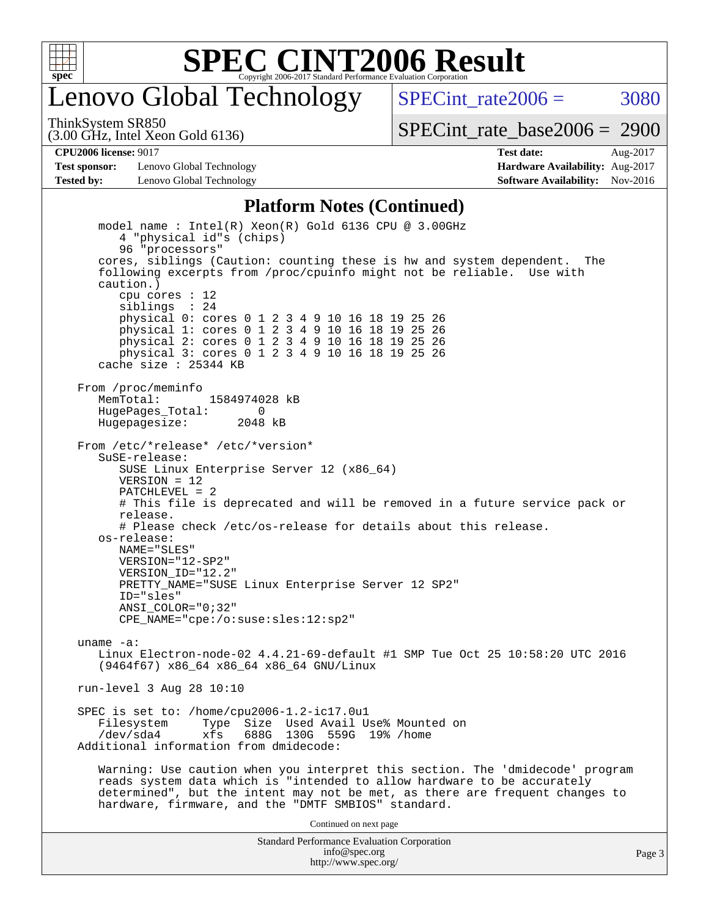# SPEC CINT2006 Result

Copyright 2006-2017 Standard Performance Evaluation Corporation

## Lenovo Global Technology

ThinkSystem SR850
(3.00 GHz, Intel Xeon Gold 6136)

SPECint_rate2006 = 3080

SPECint_rate_base2006 = 2900

**CPU2006 license:** 9017
**Test sponsor:** Lenovo Global Technology
**Tested by:** Lenovo Global Technology

**Test date:** Aug-2017
**Hardware Availability:** Aug-2017
**Software Availability:** Nov-2016

### Platform Notes (Continued)

```
    model name : Intel(R) Xeon(R) Gold 6136 CPU @ 3.00GHz
       4 "physical id"s (chips)
       96 "processors"
    cores, siblings (Caution: counting these is hw and system dependent.  The
    following excerpts from /proc/cpuinfo might not be reliable.  Use with
    caution.)
       cpu cores : 12
       siblings  : 24
       physical 0: cores 0 1 2 3 4 9 10 16 18 19 25 26
       physical 1: cores 0 1 2 3 4 9 10 16 18 19 25 26
       physical 2: cores 0 1 2 3 4 9 10 16 18 19 25 26
       physical 3: cores 0 1 2 3 4 9 10 16 18 19 25 26
    cache size : 25344 KB

 From /proc/meminfo
    MemTotal:       1584974028 kB
    HugePages_Total:       0
    Hugepagesize:       2048 kB

 From /etc/*release* /etc/*version*
    SuSE-release:
       SUSE Linux Enterprise Server 12 (x86_64)
       VERSION = 12
       PATCHLEVEL = 2
       # This file is deprecated and will be removed in a future service pack or
       release.
       # Please check /etc/os-release for details about this release.
    os-release:
       NAME="SLES"
       VERSION="12-SP2"
       VERSION_ID="12.2"
       PRETTY_NAME="SUSE Linux Enterprise Server 12 SP2"
       ID="sles"
       ANSI_COLOR="0;32"
       CPE_NAME="cpe:/o:suse:sles:12:sp2"

 uname -a:
    Linux Electron-node-02 4.4.21-69-default #1 SMP Tue Oct 25 10:58:20 UTC 2016
    (9464f67) x86_64 x86_64 x86_64 GNU/Linux

 run-level 3 Aug 28 10:10

 SPEC is set to: /home/cpu2006-1.2-ic17.0u1
    Filesystem     Type  Size  Used Avail Use% Mounted on
    /dev/sda4      xfs   688G  130G  559G  19% /home
 Additional information from dmidecode:

    Warning: Use caution when you interpret this section. The 'dmidecode' program
    reads system data which is "intended to allow hardware to be accurately
    determined", but the intent may not be met, as there are frequent changes to
    hardware, firmware, and the "DMTF SMBIOS" standard.
```

Continued on next page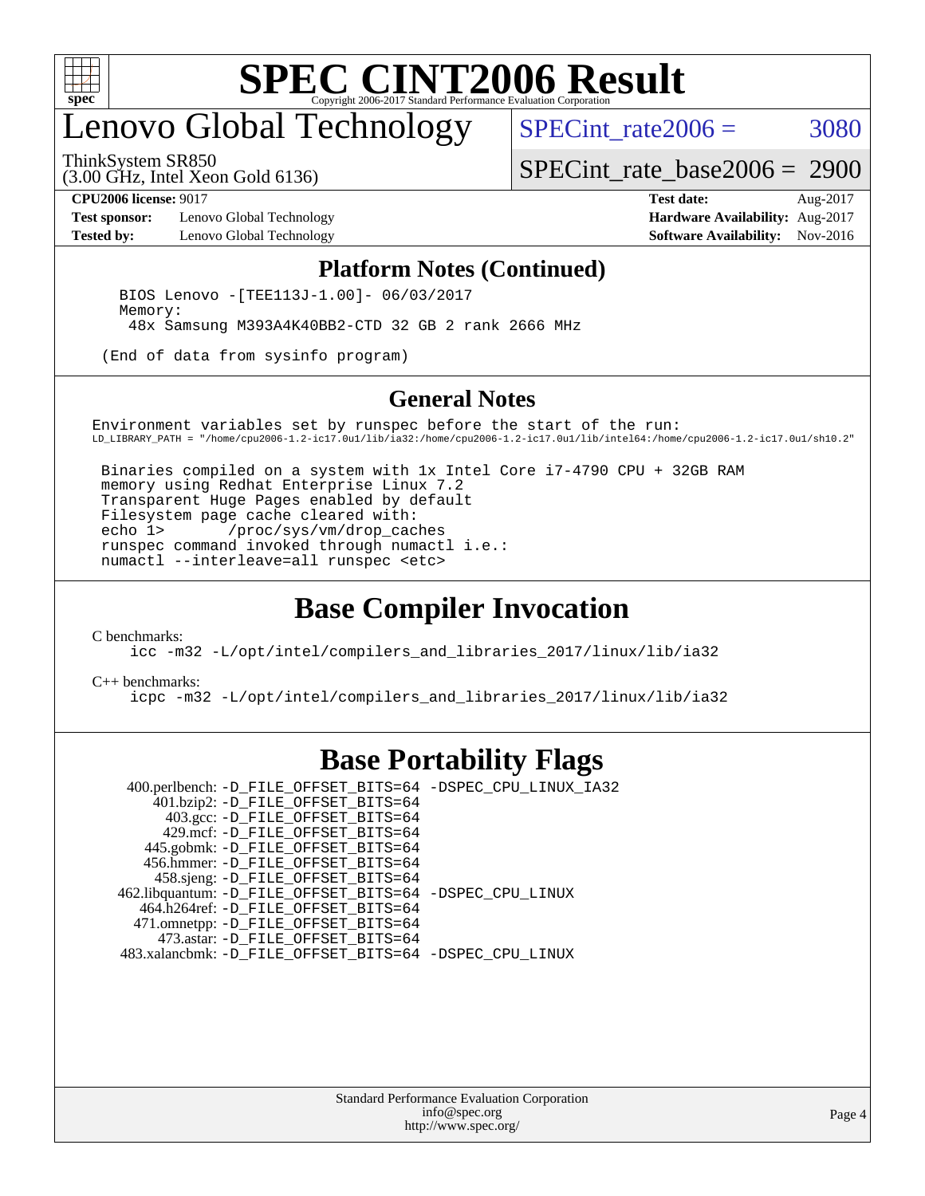# SPEC CINT2006 Result

Copyright 2006-2017 Standard Performance Evaluation Corporation

## Lenovo Global Technology

ThinkSystem SR850
(3.00 GHz, Intel Xeon Gold 6136)

SPECint_rate2006 = 3080

SPECint_rate_base2006 = 2900

| | | | |
|---|---|---|---|
| **CPU2006 license:** 9017 | | **Test date:** | Aug-2017 |
| **Test sponsor:** | Lenovo Global Technology | **Hardware Availability:** | Aug-2017 |
| **Tested by:** | Lenovo Global Technology | **Software Availability:** | Nov-2016 |

## Platform Notes (Continued)

```
BIOS Lenovo -[TEE113J-1.00]- 06/03/2017
Memory:
 48x Samsung M393A4K40BB2-CTD 32 GB 2 rank 2666 MHz

(End of data from sysinfo program)
```

## General Notes

```
Environment variables set by runspec before the start of the run:
LD_LIBRARY_PATH = "/home/cpu2006-1.2-ic17.0u1/lib/ia32:/home/cpu2006-1.2-ic17.0u1/lib/intel64:/home/cpu2006-1.2-ic17.0u1/sh10.2"

 Binaries compiled on a system with 1x Intel Core i7-4790 CPU + 32GB RAM
 memory using Redhat Enterprise Linux 7.2
 Transparent Huge Pages enabled by default
 Filesystem page cache cleared with:
 echo 1>       /proc/sys/vm/drop_caches
 runspec command invoked through numactl i.e.:
 numactl --interleave=all runspec <etc>
```

## Base Compiler Invocation

C benchmarks:

```
icc -m32 -L/opt/intel/compilers_and_libraries_2017/linux/lib/ia32
```

C++ benchmarks:

```
icpc -m32 -L/opt/intel/compilers_and_libraries_2017/linux/lib/ia32
```

## Base Portability Flags

```
  400.perlbench: -D_FILE_OFFSET_BITS=64 -DSPEC_CPU_LINUX_IA32
     401.bzip2: -D_FILE_OFFSET_BITS=64
       403.gcc: -D_FILE_OFFSET_BITS=64
       429.mcf: -D_FILE_OFFSET_BITS=64
     445.gobmk: -D_FILE_OFFSET_BITS=64
    456.hmmer: -D_FILE_OFFSET_BITS=64
     458.sjeng: -D_FILE_OFFSET_BITS=64
462.libquantum: -D_FILE_OFFSET_BITS=64 -DSPEC_CPU_LINUX
   464.h264ref: -D_FILE_OFFSET_BITS=64
   471.omnetpp: -D_FILE_OFFSET_BITS=64
     473.astar: -D_FILE_OFFSET_BITS=64
483.xalancbmk: -D_FILE_OFFSET_BITS=64 -DSPEC_CPU_LINUX
```

Standard Performance Evaluation Corporation
info@spec.org
http://www.spec.org/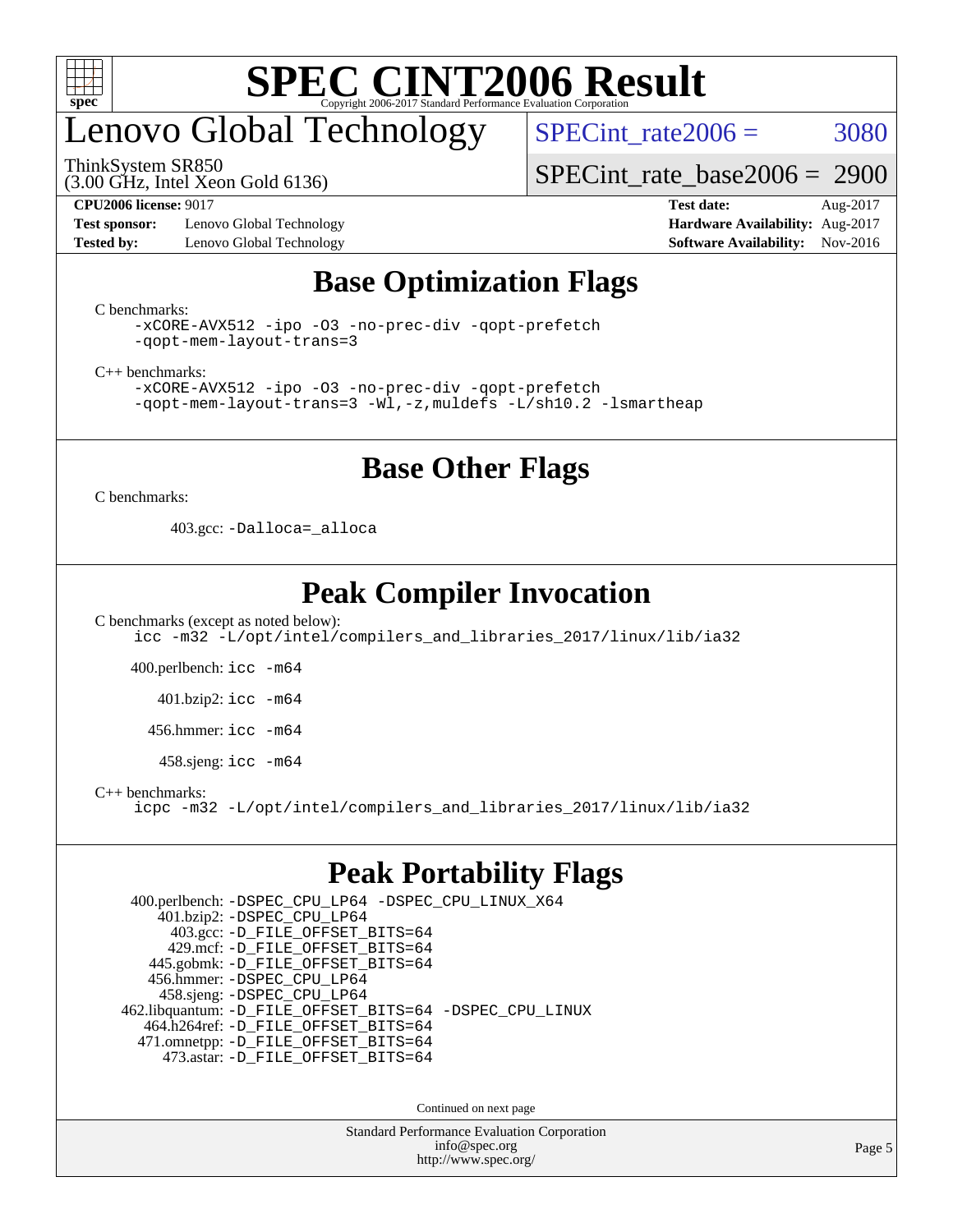# SPEC CINT2006 Result

# Lenovo Global Technology

ThinkSystem SR850
(3.00 GHz, Intel Xeon Gold 6136)

SPECint_rate2006 = 3080

SPECint_rate_base2006 = 2900

**CPU2006 license:** 9017
**Test sponsor:** Lenovo Global Technology
**Tested by:** Lenovo Global Technology

**Test date:** Aug-2017
**Hardware Availability:** Aug-2017
**Software Availability:** Nov-2016

## Base Optimization Flags

C benchmarks:

```
-xCORE-AVX512 -ipo -O3 -no-prec-div -qopt-prefetch
-qopt-mem-layout-trans=3
```

C++ benchmarks:

```
-xCORE-AVX512 -ipo -O3 -no-prec-div -qopt-prefetch
-qopt-mem-layout-trans=3 -Wl,-z,muldefs -L/sh10.2 -lsmartheap
```

## Base Other Flags

C benchmarks:

403.gcc: `-Dalloca=_alloca`

## Peak Compiler Invocation

C benchmarks (except as noted below):

```
icc -m32 -L/opt/intel/compilers_and_libraries_2017/linux/lib/ia32
```

400.perlbench: `icc -m64`

401.bzip2: `icc -m64`

456.hmmer: `icc -m64`

458.sjeng: `icc -m64`

C++ benchmarks:

```
icpc -m32 -L/opt/intel/compilers_and_libraries_2017/linux/lib/ia32
```

## Peak Portability Flags

400.perlbench: `-DSPEC_CPU_LP64 -DSPEC_CPU_LINUX_X64`
401.bzip2: `-DSPEC_CPU_LP64`
403.gcc: `-D_FILE_OFFSET_BITS=64`
429.mcf: `-D_FILE_OFFSET_BITS=64`
445.gobmk: `-D_FILE_OFFSET_BITS=64`
456.hmmer: `-DSPEC_CPU_LP64`
458.sjeng: `-DSPEC_CPU_LP64`
462.libquantum: `-D_FILE_OFFSET_BITS=64 -DSPEC_CPU_LINUX`
464.h264ref: `-D_FILE_OFFSET_BITS=64`
471.omnetpp: `-D_FILE_OFFSET_BITS=64`
473.astar: `-D_FILE_OFFSET_BITS=64`

Continued on next page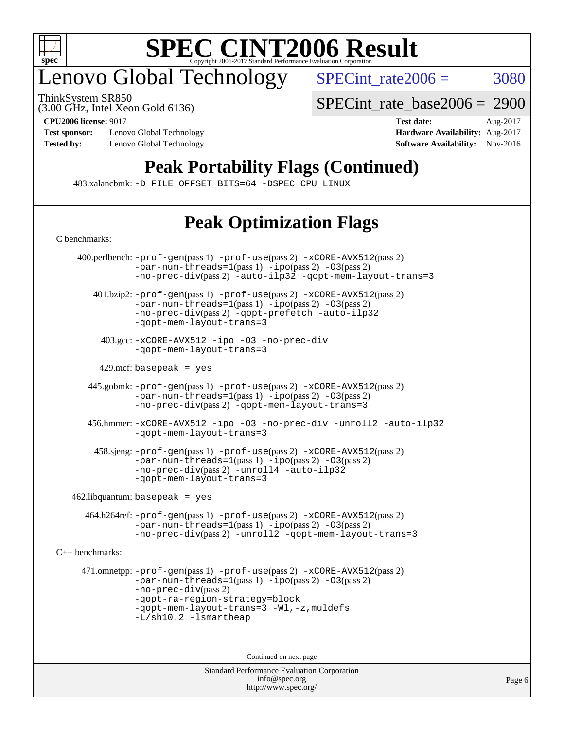# Peak Portability Flags (Continued)

483.xalancbmk: -D_FILE_OFFSET_BITS=64 -DSPEC_CPU_LINUX

# Peak Optimization Flags

C benchmarks:

400.perlbench: -prof-gen(pass 1) -prof-use(pass 2) -xCORE-AVX512(pass 2) -par-num-threads=1(pass 1) -ipo(pass 2) -O3(pass 2) -no-prec-div(pass 2) -auto-ilp32 -qopt-mem-layout-trans=3

401.bzip2: -prof-gen(pass 1) -prof-use(pass 2) -xCORE-AVX512(pass 2) -par-num-threads=1(pass 1) -ipo(pass 2) -O3(pass 2) -no-prec-div(pass 2) -qopt-prefetch -auto-ilp32 -qopt-mem-layout-trans=3

403.gcc: -xCORE-AVX512 -ipo -O3 -no-prec-div -qopt-mem-layout-trans=3

429.mcf: basepeak = yes

445.gobmk: -prof-gen(pass 1) -prof-use(pass 2) -xCORE-AVX512(pass 2) -par-num-threads=1(pass 1) -ipo(pass 2) -O3(pass 2) -no-prec-div(pass 2) -qopt-mem-layout-trans=3

456.hmmer: -xCORE-AVX512 -ipo -O3 -no-prec-div -unroll2 -auto-ilp32 -qopt-mem-layout-trans=3

458.sjeng: -prof-gen(pass 1) -prof-use(pass 2) -xCORE-AVX512(pass 2) -par-num-threads=1(pass 1) -ipo(pass 2) -O3(pass 2) -no-prec-div(pass 2) -unroll4 -auto-ilp32 -qopt-mem-layout-trans=3

462.libquantum: basepeak = yes

464.h264ref: -prof-gen(pass 1) -prof-use(pass 2) -xCORE-AVX512(pass 2) -par-num-threads=1(pass 1) -ipo(pass 2) -O3(pass 2) -no-prec-div(pass 2) -unroll2 -qopt-mem-layout-trans=3

C++ benchmarks:

471.omnetpp: -prof-gen(pass 1) -prof-use(pass 2) -xCORE-AVX512(pass 2) -par-num-threads=1(pass 1) -ipo(pass 2) -O3(pass 2) -no-prec-div(pass 2) -qopt-ra-region-strategy=block -qopt-mem-layout-trans=3 -Wl,-z,muldefs -L/sh10.2 -lsmartheap

Continued on next page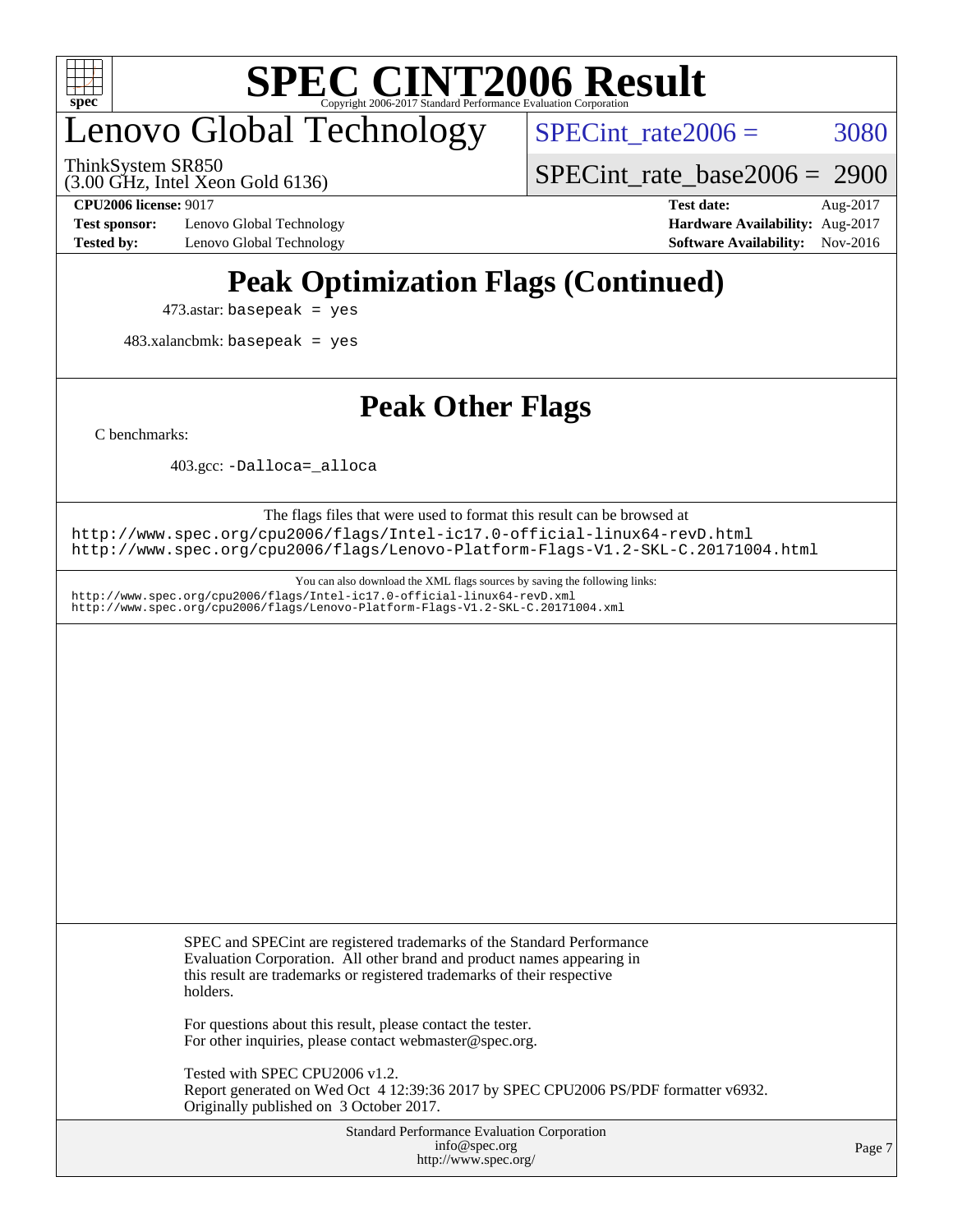## Peak Optimization Flags (Continued)

473.astar: `basepeak = yes`

483.xalancbmk: `basepeak = yes`

## Peak Other Flags

C benchmarks:

403.gcc: `-Dalloca=_alloca`

The flags files that were used to format this result can be browsed at
http://www.spec.org/cpu2006/flags/Intel-ic17.0-official-linux64-revD.html
http://www.spec.org/cpu2006/flags/Lenovo-Platform-Flags-V1.2-SKL-C.20171004.html

You can also download the XML flags sources by saving the following links:
http://www.spec.org/cpu2006/flags/Intel-ic17.0-official-linux64-revD.xml
http://www.spec.org/cpu2006/flags/Lenovo-Platform-Flags-V1.2-SKL-C.20171004.xml

SPEC and SPECint are registered trademarks of the Standard Performance Evaluation Corporation. All other brand and product names appearing in this result are trademarks or registered trademarks of their respective holders.

For questions about this result, please contact the tester.
For other inquiries, please contact webmaster@spec.org.

Tested with SPEC CPU2006 v1.2.
Report generated on Wed Oct 4 12:39:36 2017 by SPEC CPU2006 PS/PDF formatter v6932.
Originally published on 3 October 2017.